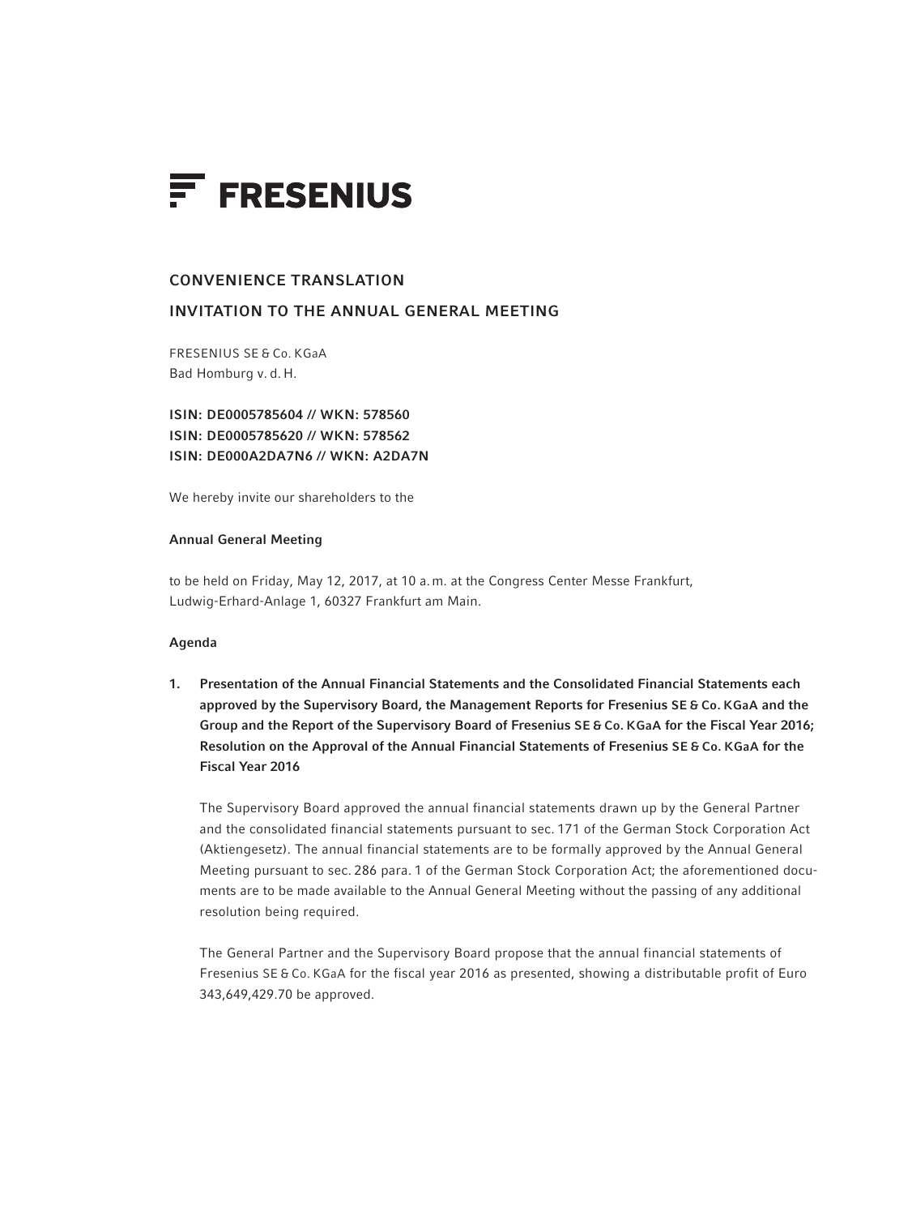# FRESENIUS

## CONVENIENCE TRANSLATION

## INVITATION TO THE ANNUAL GENERAL MEETING

FRESENIUS SE & Co. KGaA
Bad Homburg v. d. H.

**ISIN: DE0005785604 // WKN: 578560**
**ISIN: DE0005785620 // WKN: 578562**
**ISIN: DE000A2DA7N6 // WKN: A2DA7N**

We hereby invite our shareholders to the

**Annual General Meeting**

to be held on Friday, May 12, 2017, at 10 a.m. at the Congress Center Messe Frankfurt, Ludwig-Erhard-Anlage 1, 60327 Frankfurt am Main.

**Agenda**

1. **Presentation of the Annual Financial Statements and the Consolidated Financial Statements each approved by the Supervisory Board, the Management Reports for Fresenius SE & Co. KGaA and the Group and the Report of the Supervisory Board of Fresenius SE & Co. KGaA for the Fiscal Year 2016; Resolution on the Approval of the Annual Financial Statements of Fresenius SE & Co. KGaA for the Fiscal Year 2016**

   The Supervisory Board approved the annual financial statements drawn up by the General Partner and the consolidated financial statements pursuant to sec. 171 of the German Stock Corporation Act (Aktiengesetz). The annual financial statements are to be formally approved by the Annual General Meeting pursuant to sec. 286 para. 1 of the German Stock Corporation Act; the aforementioned documents are to be made available to the Annual General Meeting without the passing of any additional resolution being required.

   The General Partner and the Supervisory Board propose that the annual financial statements of Fresenius SE & Co. KGaA for the fiscal year 2016 as presented, showing a distributable profit of Euro 343,649,429.70 be approved.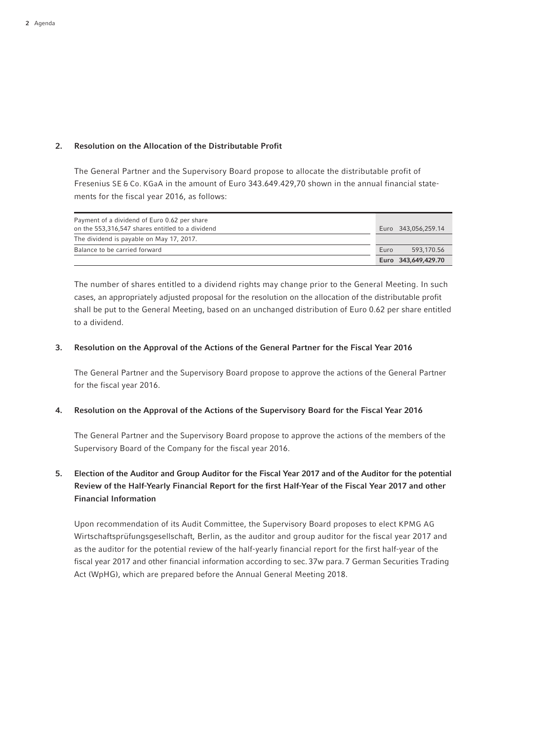## 2. Resolution on the Allocation of the Distributable Profit

The General Partner and the Supervisory Board propose to allocate the distributable profit of Fresenius SE & Co. KGaA in the amount of Euro 343.649.429,70 shown in the annual financial statements for the fiscal year 2016, as follows:

| | | |
|---|---|---|
| Payment of a dividend of Euro 0.62 per share on the 553,316,547 shares entitled to a dividend | Euro | 343,056,259.14 |
| The dividend is payable on May 17, 2017. | | |
| Balance to be carried forward | Euro | 593,170.56 |
| | **Euro** | **343,649,429.70** |

The number of shares entitled to a dividend rights may change prior to the General Meeting. In such cases, an appropriately adjusted proposal for the resolution on the allocation of the distributable profit shall be put to the General Meeting, based on an unchanged distribution of Euro 0.62 per share entitled to a dividend.

## 3. Resolution on the Approval of the Actions of the General Partner for the Fiscal Year 2016

The General Partner and the Supervisory Board propose to approve the actions of the General Partner for the fiscal year 2016.

## 4. Resolution on the Approval of the Actions of the Supervisory Board for the Fiscal Year 2016

The General Partner and the Supervisory Board propose to approve the actions of the members of the Supervisory Board of the Company for the fiscal year 2016.

## 5. Election of the Auditor and Group Auditor for the Fiscal Year 2017 and of the Auditor for the potential Review of the Half-Yearly Financial Report for the first Half-Year of the Fiscal Year 2017 and other Financial Information

Upon recommendation of its Audit Committee, the Supervisory Board proposes to elect KPMG AG Wirtschaftsprüfungsgesellschaft, Berlin, as the auditor and group auditor for the fiscal year 2017 and as the auditor for the potential review of the half-yearly financial report for the first half-year of the fiscal year 2017 and other financial information according to sec. 37w para. 7 German Securities Trading Act (WpHG), which are prepared before the Annual General Meeting 2018.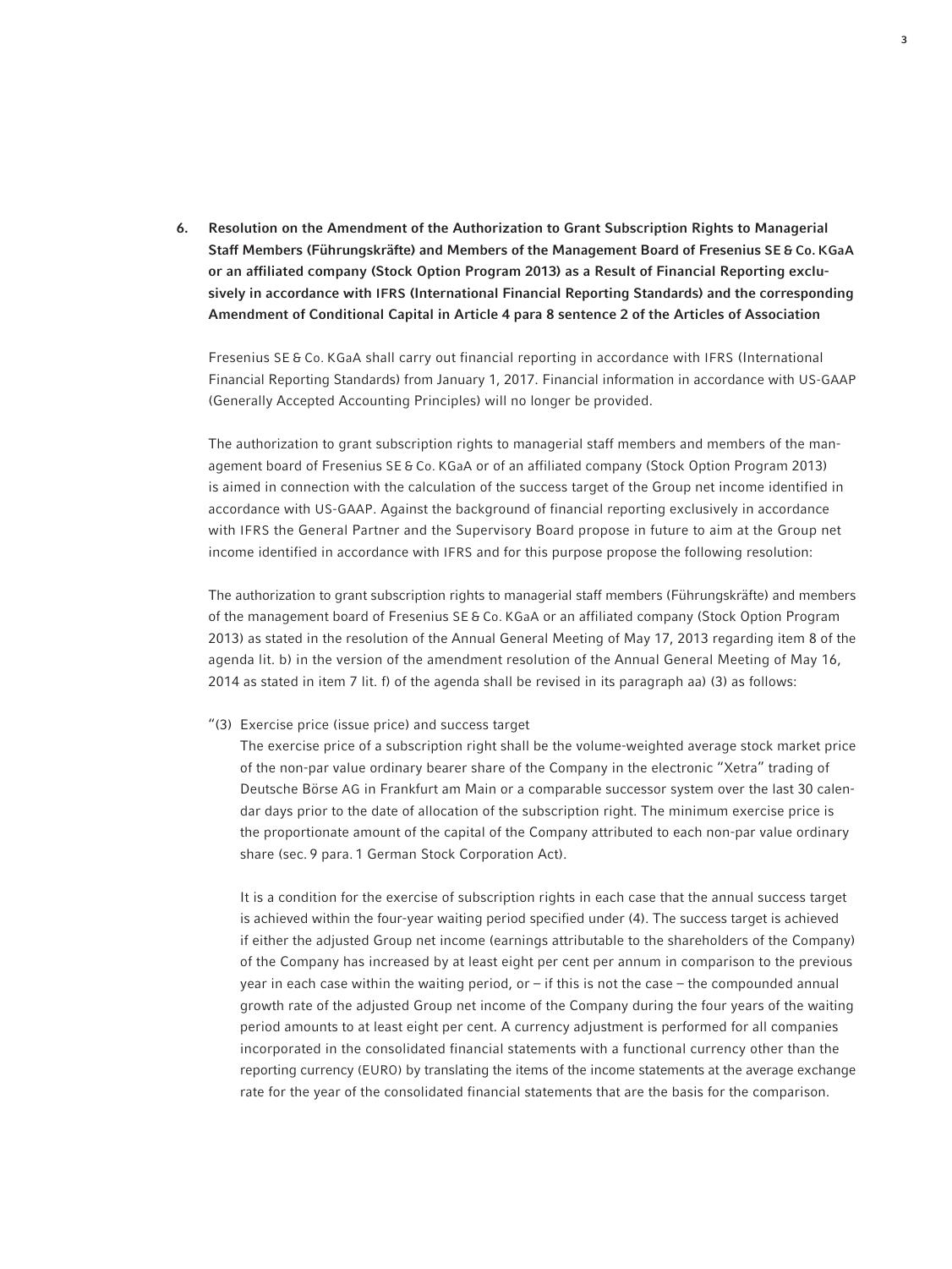## 6. Resolution on the Amendment of the Authorization to Grant Subscription Rights to Managerial Staff Members (Führungskräfte) and Members of the Management Board of Fresenius SE & Co. KGaA or an affiliated company (Stock Option Program 2013) as a Result of Financial Reporting exclusively in accordance with IFRS (International Financial Reporting Standards) and the corresponding Amendment of Conditional Capital in Article 4 para 8 sentence 2 of the Articles of Association

Fresenius SE & Co. KGaA shall carry out financial reporting in accordance with IFRS (International Financial Reporting Standards) from January 1, 2017. Financial information in accordance with US-GAAP (Generally Accepted Accounting Principles) will no longer be provided.

The authorization to grant subscription rights to managerial staff members and members of the management board of Fresenius SE & Co. KGaA or of an affiliated company (Stock Option Program 2013) is aimed in connection with the calculation of the success target of the Group net income identified in accordance with US-GAAP. Against the background of financial reporting exclusively in accordance with IFRS the General Partner and the Supervisory Board propose in future to aim at the Group net income identified in accordance with IFRS and for this purpose propose the following resolution:

The authorization to grant subscription rights to managerial staff members (Führungskräfte) and members of the management board of Fresenius SE & Co. KGaA or an affiliated company (Stock Option Program 2013) as stated in the resolution of the Annual General Meeting of May 17, 2013 regarding item 8 of the agenda lit. b) in the version of the amendment resolution of the Annual General Meeting of May 16, 2014 as stated in item 7 lit. f) of the agenda shall be revised in its paragraph aa) (3) as follows:

"(3) Exercise price (issue price) and success target

The exercise price of a subscription right shall be the volume-weighted average stock market price of the non-par value ordinary bearer share of the Company in the electronic "Xetra" trading of Deutsche Börse AG in Frankfurt am Main or a comparable successor system over the last 30 calendar days prior to the date of allocation of the subscription right. The minimum exercise price is the proportionate amount of the capital of the Company attributed to each non-par value ordinary share (sec. 9 para. 1 German Stock Corporation Act).

It is a condition for the exercise of subscription rights in each case that the annual success target is achieved within the four-year waiting period specified under (4). The success target is achieved if either the adjusted Group net income (earnings attributable to the shareholders of the Company) of the Company has increased by at least eight per cent per annum in comparison to the previous year in each case within the waiting period, or – if this is not the case – the compounded annual growth rate of the adjusted Group net income of the Company during the four years of the waiting period amounts to at least eight per cent. A currency adjustment is performed for all companies incorporated in the consolidated financial statements with a functional currency other than the reporting currency (EURO) by translating the items of the income statements at the average exchange rate for the year of the consolidated financial statements that are the basis for the comparison.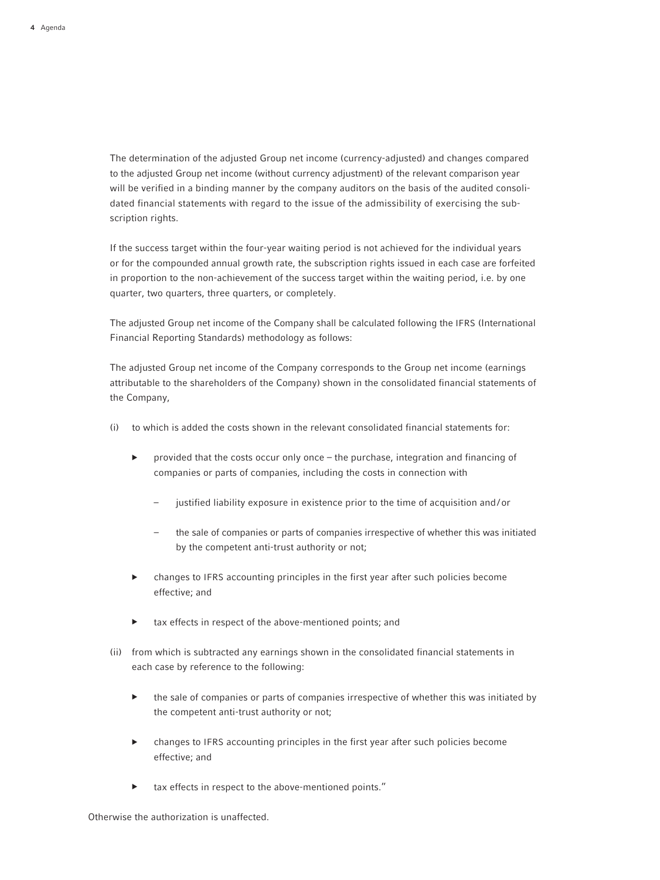The determination of the adjusted Group net income (currency-adjusted) and changes compared to the adjusted Group net income (without currency adjustment) of the relevant comparison year will be verified in a binding manner by the company auditors on the basis of the audited consolidated financial statements with regard to the issue of the admissibility of exercising the subscription rights.

If the success target within the four-year waiting period is not achieved for the individual years or for the compounded annual growth rate, the subscription rights issued in each case are forfeited in proportion to the non-achievement of the success target within the waiting period, i.e. by one quarter, two quarters, three quarters, or completely.

The adjusted Group net income of the Company shall be calculated following the IFRS (International Financial Reporting Standards) methodology as follows:

The adjusted Group net income of the Company corresponds to the Group net income (earnings attributable to the shareholders of the Company) shown in the consolidated financial statements of the Company,

(i) to which is added the costs shown in the relevant consolidated financial statements for:

- provided that the costs occur only once – the purchase, integration and financing of companies or parts of companies, including the costs in connection with
  - justified liability exposure in existence prior to the time of acquisition and/or
  - the sale of companies or parts of companies irrespective of whether this was initiated by the competent anti-trust authority or not;
- changes to IFRS accounting principles in the first year after such policies become effective; and
- tax effects in respect of the above-mentioned points; and

(ii) from which is subtracted any earnings shown in the consolidated financial statements in each case by reference to the following:

- the sale of companies or parts of companies irrespective of whether this was initiated by the competent anti-trust authority or not;
- changes to IFRS accounting principles in the first year after such policies become effective; and
- tax effects in respect to the above-mentioned points."

Otherwise the authorization is unaffected.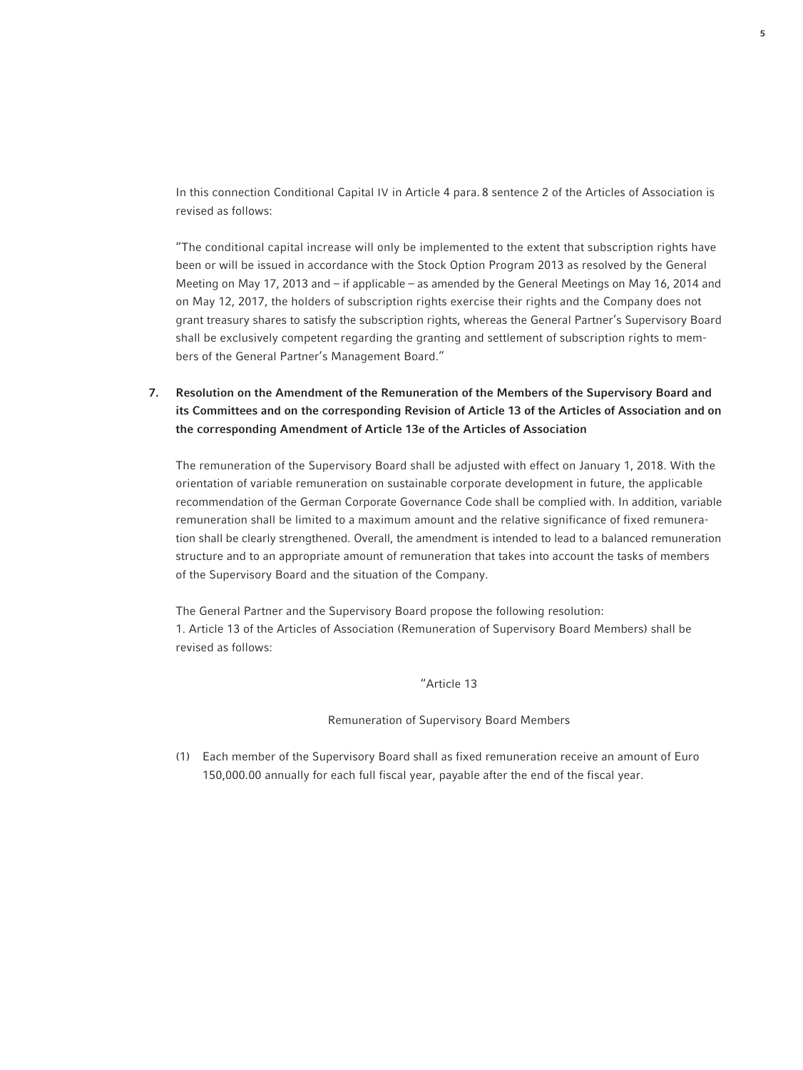In this connection Conditional Capital IV in Article 4 para. 8 sentence 2 of the Articles of Association is revised as follows:

"The conditional capital increase will only be implemented to the extent that subscription rights have been or will be issued in accordance with the Stock Option Program 2013 as resolved by the General Meeting on May 17, 2013 and – if applicable – as amended by the General Meetings on May 16, 2014 and on May 12, 2017, the holders of subscription rights exercise their rights and the Company does not grant treasury shares to satisfy the subscription rights, whereas the General Partner's Supervisory Board shall be exclusively competent regarding the granting and settlement of subscription rights to members of the General Partner's Management Board."

**7. Resolution on the Amendment of the Remuneration of the Members of the Supervisory Board and its Committees and on the corresponding Revision of Article 13 of the Articles of Association and on the corresponding Amendment of Article 13e of the Articles of Association**

The remuneration of the Supervisory Board shall be adjusted with effect on January 1, 2018. With the orientation of variable remuneration on sustainable corporate development in future, the applicable recommendation of the German Corporate Governance Code shall be complied with. In addition, variable remuneration shall be limited to a maximum amount and the relative significance of fixed remuneration shall be clearly strengthened. Overall, the amendment is intended to lead to a balanced remuneration structure and to an appropriate amount of remuneration that takes into account the tasks of members of the Supervisory Board and the situation of the Company.

The General Partner and the Supervisory Board propose the following resolution:
1. Article 13 of the Articles of Association (Remuneration of Supervisory Board Members) shall be revised as follows:

"Article 13

Remuneration of Supervisory Board Members

(1) Each member of the Supervisory Board shall as fixed remuneration receive an amount of Euro 150,000.00 annually for each full fiscal year, payable after the end of the fiscal year.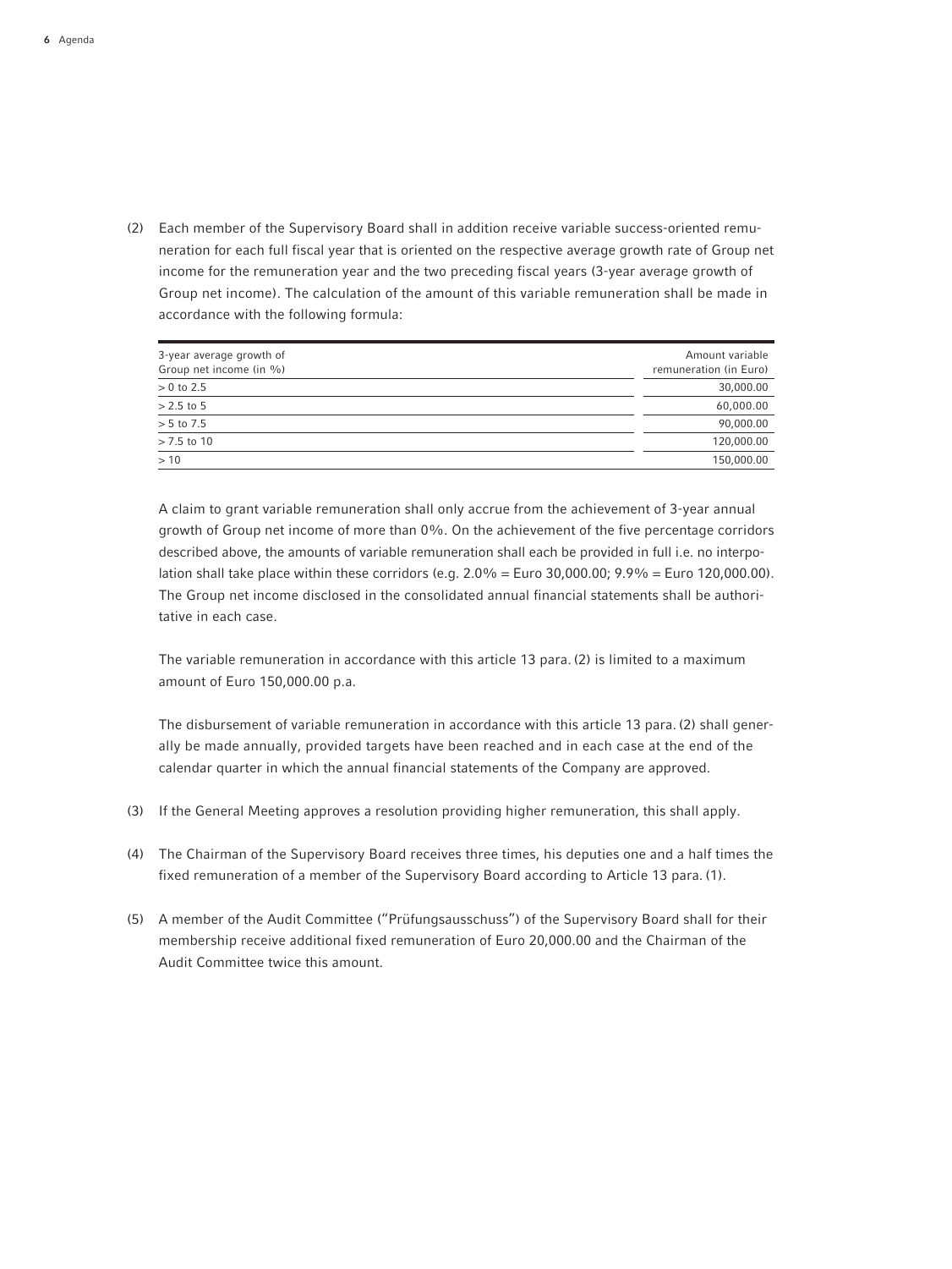(2) Each member of the Supervisory Board shall in addition receive variable success-oriented remuneration for each full fiscal year that is oriented on the respective average growth rate of Group net income for the remuneration year and the two preceding fiscal years (3-year average growth of Group net income). The calculation of the amount of this variable remuneration shall be made in accordance with the following formula:

| 3-year average growth of Group net income (in %) | Amount variable remuneration (in Euro) |
|---|---:|
| > 0 to 2.5 | 30,000.00 |
| > 2.5 to 5 | 60,000.00 |
| > 5 to 7.5 | 90,000.00 |
| > 7.5 to 10 | 120,000.00 |
| > 10 | 150,000.00 |

A claim to grant variable remuneration shall only accrue from the achievement of 3-year annual growth of Group net income of more than 0%. On the achievement of the five percentage corridors described above, the amounts of variable remuneration shall each be provided in full i.e. no interpolation shall take place within these corridors (e.g. 2.0% = Euro 30,000.00; 9.9% = Euro 120,000.00). The Group net income disclosed in the consolidated annual financial statements shall be authoritative in each case.

The variable remuneration in accordance with this article 13 para. (2) is limited to a maximum amount of Euro 150,000.00 p.a.

The disbursement of variable remuneration in accordance with this article 13 para. (2) shall generally be made annually, provided targets have been reached and in each case at the end of the calendar quarter in which the annual financial statements of the Company are approved.

(3) If the General Meeting approves a resolution providing higher remuneration, this shall apply.

(4) The Chairman of the Supervisory Board receives three times, his deputies one and a half times the fixed remuneration of a member of the Supervisory Board according to Article 13 para. (1).

(5) A member of the Audit Committee ("Prüfungsausschuss") of the Supervisory Board shall for their membership receive additional fixed remuneration of Euro 20,000.00 and the Chairman of the Audit Committee twice this amount.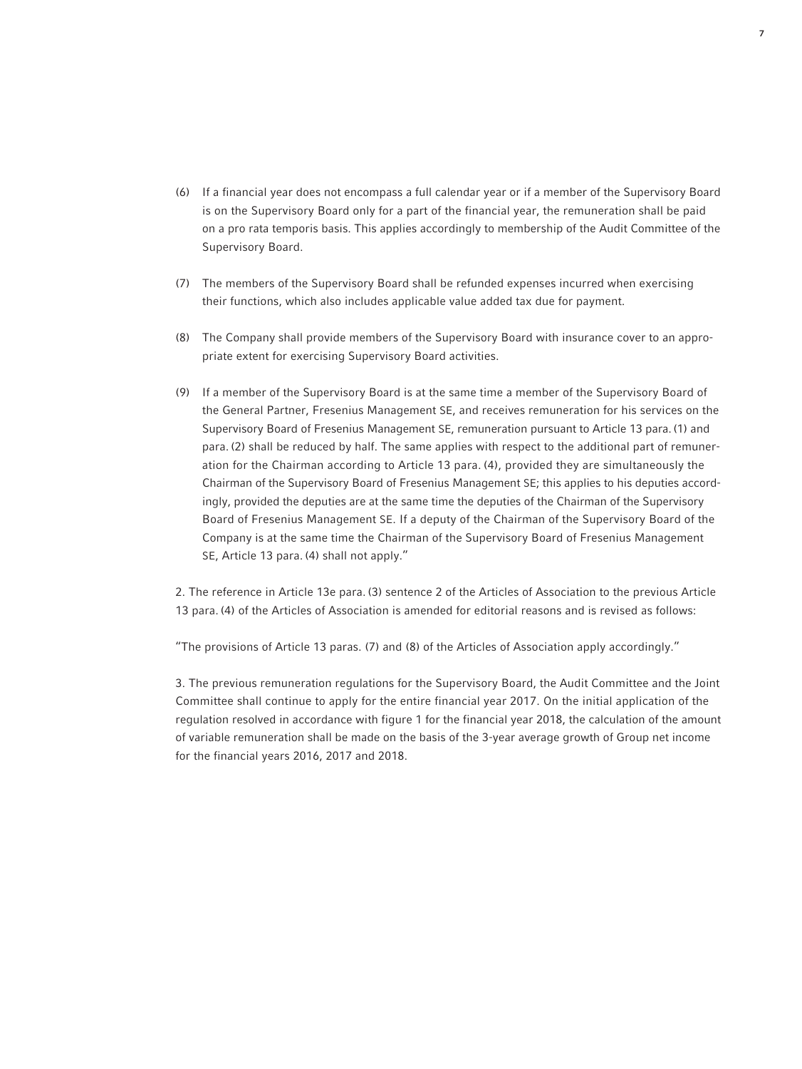(6) If a financial year does not encompass a full calendar year or if a member of the Supervisory Board is on the Supervisory Board only for a part of the financial year, the remuneration shall be paid on a pro rata temporis basis. This applies accordingly to membership of the Audit Committee of the Supervisory Board.

(7) The members of the Supervisory Board shall be refunded expenses incurred when exercising their functions, which also includes applicable value added tax due for payment.

(8) The Company shall provide members of the Supervisory Board with insurance cover to an appropriate extent for exercising Supervisory Board activities.

(9) If a member of the Supervisory Board is at the same time a member of the Supervisory Board of the General Partner, Fresenius Management SE, and receives remuneration for his services on the Supervisory Board of Fresenius Management SE, remuneration pursuant to Article 13 para. (1) and para. (2) shall be reduced by half. The same applies with respect to the additional part of remuneration for the Chairman according to Article 13 para. (4), provided they are simultaneously the Chairman of the Supervisory Board of Fresenius Management SE; this applies to his deputies accordingly, provided the deputies are at the same time the deputies of the Chairman of the Supervisory Board of Fresenius Management SE. If a deputy of the Chairman of the Supervisory Board of the Company is at the same time the Chairman of the Supervisory Board of Fresenius Management SE, Article 13 para. (4) shall not apply."

2. The reference in Article 13e para. (3) sentence 2 of the Articles of Association to the previous Article 13 para. (4) of the Articles of Association is amended for editorial reasons and is revised as follows:

"The provisions of Article 13 paras. (7) and (8) of the Articles of Association apply accordingly."

3. The previous remuneration regulations for the Supervisory Board, the Audit Committee and the Joint Committee shall continue to apply for the entire financial year 2017. On the initial application of the regulation resolved in accordance with figure 1 for the financial year 2018, the calculation of the amount of variable remuneration shall be made on the basis of the 3-year average growth of Group net income for the financial years 2016, 2017 and 2018.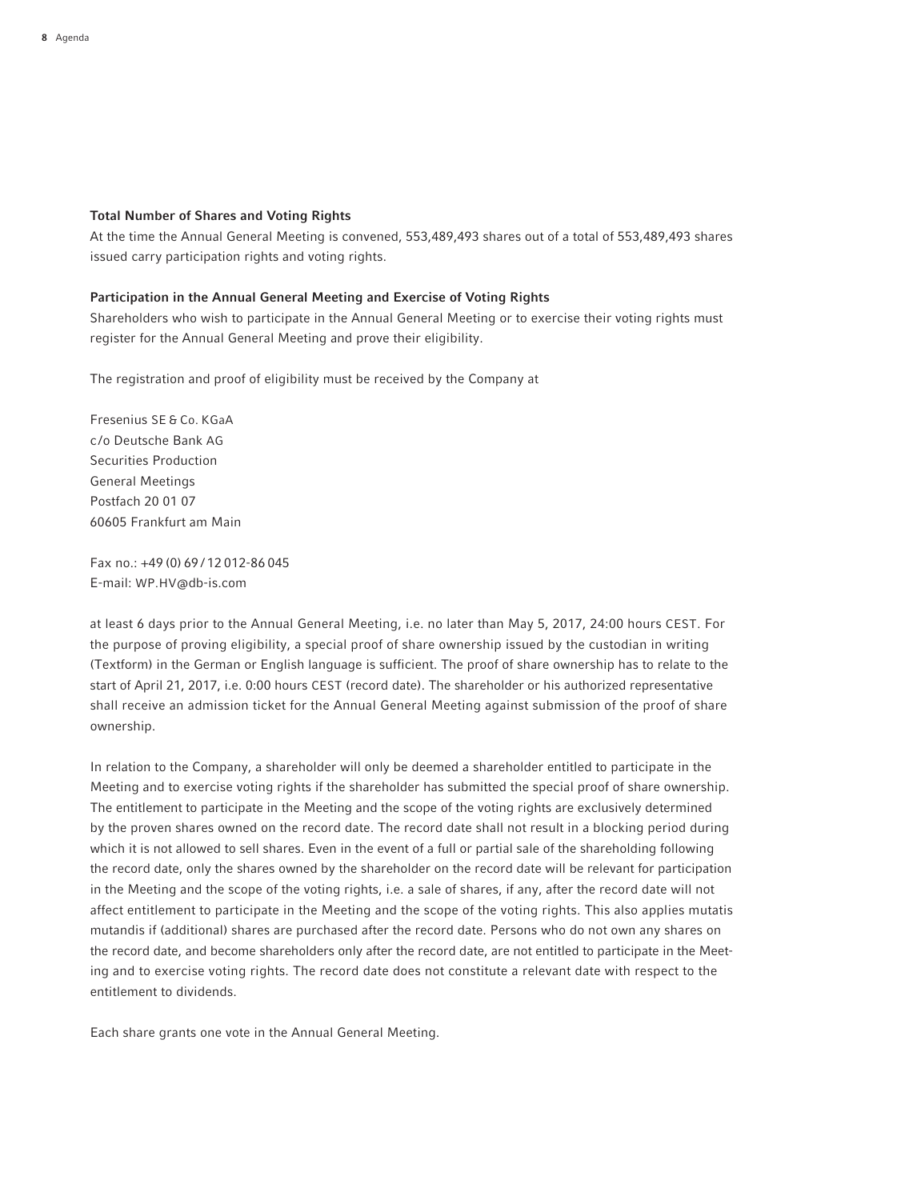### Total Number of Shares and Voting Rights

At the time the Annual General Meeting is convened, 553,489,493 shares out of a total of 553,489,493 shares issued carry participation rights and voting rights.

### Participation in the Annual General Meeting and Exercise of Voting Rights

Shareholders who wish to participate in the Annual General Meeting or to exercise their voting rights must register for the Annual General Meeting and prove their eligibility.

The registration and proof of eligibility must be received by the Company at

Fresenius SE & Co. KGaA  
c/o Deutsche Bank AG  
Securities Production  
General Meetings  
Postfach 20 01 07  
60605 Frankfurt am Main

Fax no.: +49 (0) 69 / 12 012-86 045  
E-mail: WP.HV@db-is.com

at least 6 days prior to the Annual General Meeting, i.e. no later than May 5, 2017, 24:00 hours CEST. For the purpose of proving eligibility, a special proof of share ownership issued by the custodian in writing (Textform) in the German or English language is sufficient. The proof of share ownership has to relate to the start of April 21, 2017, i.e. 0:00 hours CEST (record date). The shareholder or his authorized representative shall receive an admission ticket for the Annual General Meeting against submission of the proof of share ownership.

In relation to the Company, a shareholder will only be deemed a shareholder entitled to participate in the Meeting and to exercise voting rights if the shareholder has submitted the special proof of share ownership. The entitlement to participate in the Meeting and the scope of the voting rights are exclusively determined by the proven shares owned on the record date. The record date shall not result in a blocking period during which it is not allowed to sell shares. Even in the event of a full or partial sale of the shareholding following the record date, only the shares owned by the shareholder on the record date will be relevant for participation in the Meeting and the scope of the voting rights, i.e. a sale of shares, if any, after the record date will not affect entitlement to participate in the Meeting and the scope of the voting rights. This also applies mutatis mutandis if (additional) shares are purchased after the record date. Persons who do not own any shares on the record date, and become shareholders only after the record date, are not entitled to participate in the Meeting and to exercise voting rights. The record date does not constitute a relevant date with respect to the entitlement to dividends.

Each share grants one vote in the Annual General Meeting.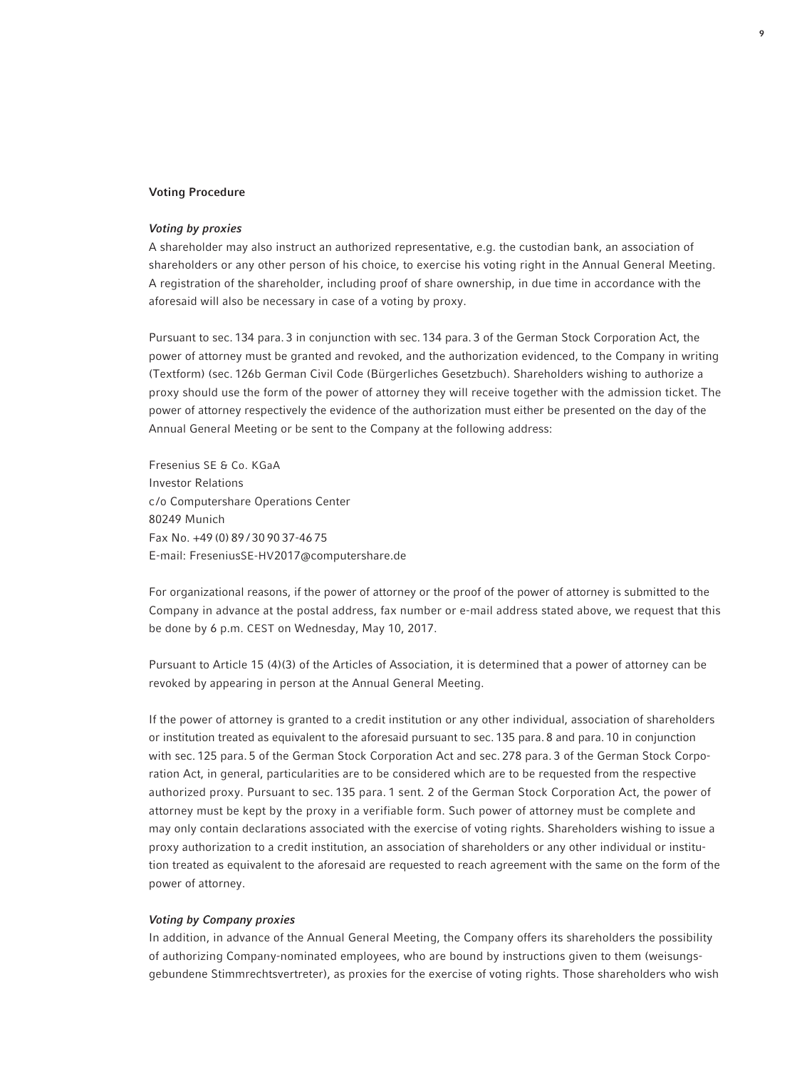## Voting Procedure

### *Voting by proxies*

A shareholder may also instruct an authorized representative, e.g. the custodian bank, an association of shareholders or any other person of his choice, to exercise his voting right in the Annual General Meeting. A registration of the shareholder, including proof of share ownership, in due time in accordance with the aforesaid will also be necessary in case of a voting by proxy.

Pursuant to sec. 134 para. 3 in conjunction with sec. 134 para. 3 of the German Stock Corporation Act, the power of attorney must be granted and revoked, and the authorization evidenced, to the Company in writing (Textform) (sec. 126b German Civil Code (Bürgerliches Gesetzbuch). Shareholders wishing to authorize a proxy should use the form of the power of attorney they will receive together with the admission ticket. The power of attorney respectively the evidence of the authorization must either be presented on the day of the Annual General Meeting or be sent to the Company at the following address:

Fresenius SE & Co. KGaA
Investor Relations
c/o Computershare Operations Center
80249 Munich
Fax No. +49 (0) 89 / 30 90 37-46 75
E-mail: FreseniusSE-HV2017@computershare.de

For organizational reasons, if the power of attorney or the proof of the power of attorney is submitted to the Company in advance at the postal address, fax number or e-mail address stated above, we request that this be done by 6 p.m. CEST on Wednesday, May 10, 2017.

Pursuant to Article 15 (4)(3) of the Articles of Association, it is determined that a power of attorney can be revoked by appearing in person at the Annual General Meeting.

If the power of attorney is granted to a credit institution or any other individual, association of shareholders or institution treated as equivalent to the aforesaid pursuant to sec. 135 para. 8 and para. 10 in conjunction with sec. 125 para. 5 of the German Stock Corporation Act and sec. 278 para. 3 of the German Stock Corporation Act, in general, particularities are to be considered which are to be requested from the respective authorized proxy. Pursuant to sec. 135 para. 1 sent. 2 of the German Stock Corporation Act, the power of attorney must be kept by the proxy in a verifiable form. Such power of attorney must be complete and may only contain declarations associated with the exercise of voting rights. Shareholders wishing to issue a proxy authorization to a credit institution, an association of shareholders or any other individual or institution treated as equivalent to the aforesaid are requested to reach agreement with the same on the form of the power of attorney.

### *Voting by Company proxies*

In addition, in advance of the Annual General Meeting, the Company offers its shareholders the possibility of authorizing Company-nominated employees, who are bound by instructions given to them (weisungsgebundene Stimmrechtsvertreter), as proxies for the exercise of voting rights. Those shareholders who wish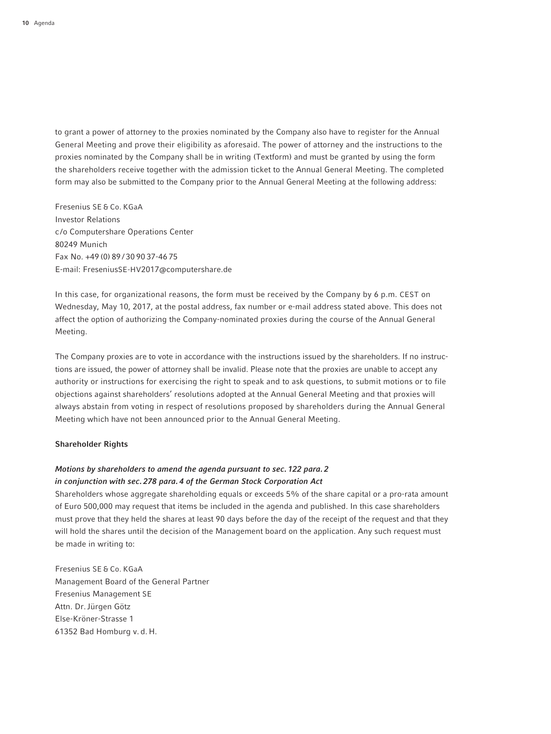to grant a power of attorney to the proxies nominated by the Company also have to register for the Annual General Meeting and prove their eligibility as aforesaid. The power of attorney and the instructions to the proxies nominated by the Company shall be in writing (Textform) and must be granted by using the form the shareholders receive together with the admission ticket to the Annual General Meeting. The completed form may also be submitted to the Company prior to the Annual General Meeting at the following address:

Fresenius SE & Co. KGaA  
Investor Relations  
c/o Computershare Operations Center  
80249 Munich  
Fax No. +49 (0) 89 / 30 90 37-46 75  
E-mail: FreseniusSE-HV2017@computershare.de

In this case, for organizational reasons, the form must be received by the Company by 6 p.m. CEST on Wednesday, May 10, 2017, at the postal address, fax number or e-mail address stated above. This does not affect the option of authorizing the Company-nominated proxies during the course of the Annual General Meeting.

The Company proxies are to vote in accordance with the instructions issued by the shareholders. If no instructions are issued, the power of attorney shall be invalid. Please note that the proxies are unable to accept any authority or instructions for exercising the right to speak and to ask questions, to submit motions or to file objections against shareholders' resolutions adopted at the Annual General Meeting and that proxies will always abstain from voting in respect of resolutions proposed by shareholders during the Annual General Meeting which have not been announced prior to the Annual General Meeting.

**Shareholder Rights**

***Motions by shareholders to amend the agenda pursuant to sec. 122 para. 2 in conjunction with sec. 278 para. 4 of the German Stock Corporation Act***

Shareholders whose aggregate shareholding equals or exceeds 5% of the share capital or a pro-rata amount of Euro 500,000 may request that items be included in the agenda and published. In this case shareholders must prove that they held the shares at least 90 days before the day of the receipt of the request and that they will hold the shares until the decision of the Management board on the application. Any such request must be made in writing to:

Fresenius SE & Co. KGaA  
Management Board of the General Partner  
Fresenius Management SE  
Attn. Dr. Jürgen Götz  
Else-Kröner-Strasse 1  
61352 Bad Homburg v. d. H.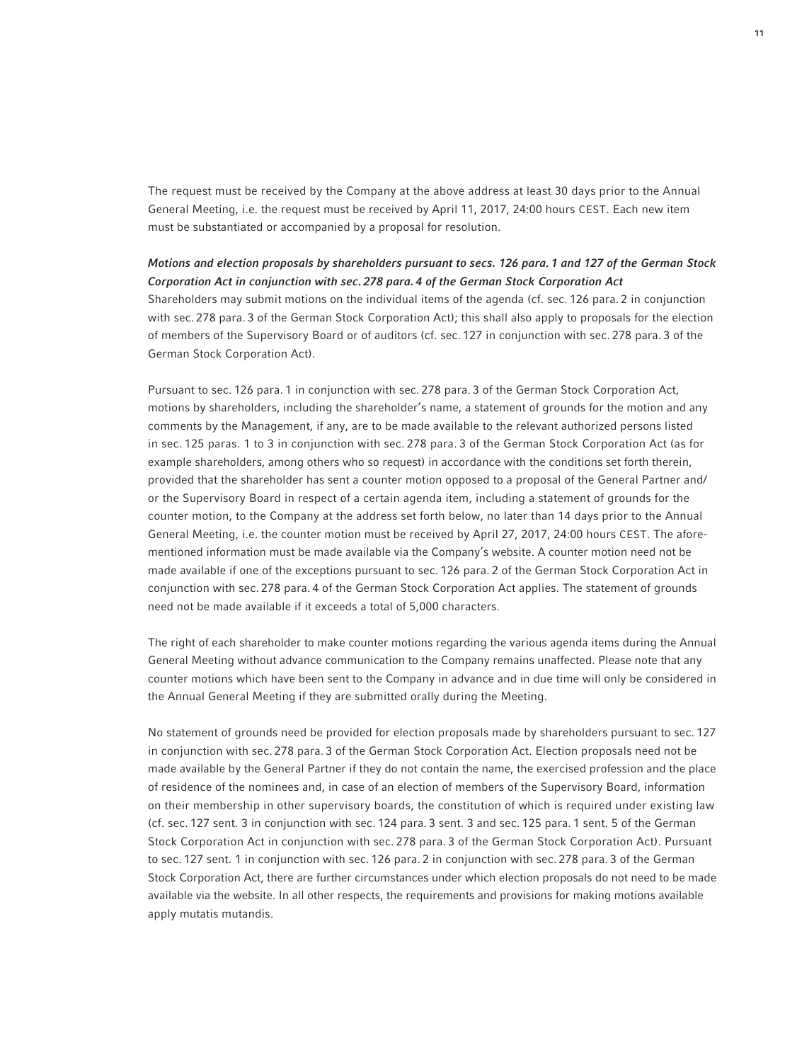The request must be received by the Company at the above address at least 30 days prior to the Annual General Meeting, i.e. the request must be received by April 11, 2017, 24:00 hours CEST. Each new item must be substantiated or accompanied by a proposal for resolution.

***Motions and election proposals by shareholders pursuant to secs. 126 para. 1 and 127 of the German Stock Corporation Act in conjunction with sec. 278 para. 4 of the German Stock Corporation Act***

Shareholders may submit motions on the individual items of the agenda (cf. sec. 126 para. 2 in conjunction with sec. 278 para. 3 of the German Stock Corporation Act); this shall also apply to proposals for the election of members of the Supervisory Board or of auditors (cf. sec. 127 in conjunction with sec. 278 para. 3 of the German Stock Corporation Act).

Pursuant to sec. 126 para. 1 in conjunction with sec. 278 para. 3 of the German Stock Corporation Act, motions by shareholders, including the shareholder's name, a statement of grounds for the motion and any comments by the Management, if any, are to be made available to the relevant authorized persons listed in sec. 125 paras. 1 to 3 in conjunction with sec. 278 para. 3 of the German Stock Corporation Act (as for example shareholders, among others who so request) in accordance with the conditions set forth therein, provided that the shareholder has sent a counter motion opposed to a proposal of the General Partner and/or the Supervisory Board in respect of a certain agenda item, including a statement of grounds for the counter motion, to the Company at the address set forth below, no later than 14 days prior to the Annual General Meeting, i.e. the counter motion must be received by April 27, 2017, 24:00 hours CEST. The aforementioned information must be made available via the Company's website. A counter motion need not be made available if one of the exceptions pursuant to sec. 126 para. 2 of the German Stock Corporation Act in conjunction with sec. 278 para. 4 of the German Stock Corporation Act applies. The statement of grounds need not be made available if it exceeds a total of 5,000 characters.

The right of each shareholder to make counter motions regarding the various agenda items during the Annual General Meeting without advance communication to the Company remains unaffected. Please note that any counter motions which have been sent to the Company in advance and in due time will only be considered in the Annual General Meeting if they are submitted orally during the Meeting.

No statement of grounds need be provided for election proposals made by shareholders pursuant to sec. 127 in conjunction with sec. 278 para. 3 of the German Stock Corporation Act. Election proposals need not be made available by the General Partner if they do not contain the name, the exercised profession and the place of residence of the nominees and, in case of an election of members of the Supervisory Board, information on their membership in other supervisory boards, the constitution of which is required under existing law (cf. sec. 127 sent. 3 in conjunction with sec. 124 para. 3 sent. 3 and sec. 125 para. 1 sent. 5 of the German Stock Corporation Act in conjunction with sec. 278 para. 3 of the German Stock Corporation Act). Pursuant to sec. 127 sent. 1 in conjunction with sec. 126 para. 2 in conjunction with sec. 278 para. 3 of the German Stock Corporation Act, there are further circumstances under which election proposals do not need to be made available via the website. In all other respects, the requirements and provisions for making motions available apply mutatis mutandis.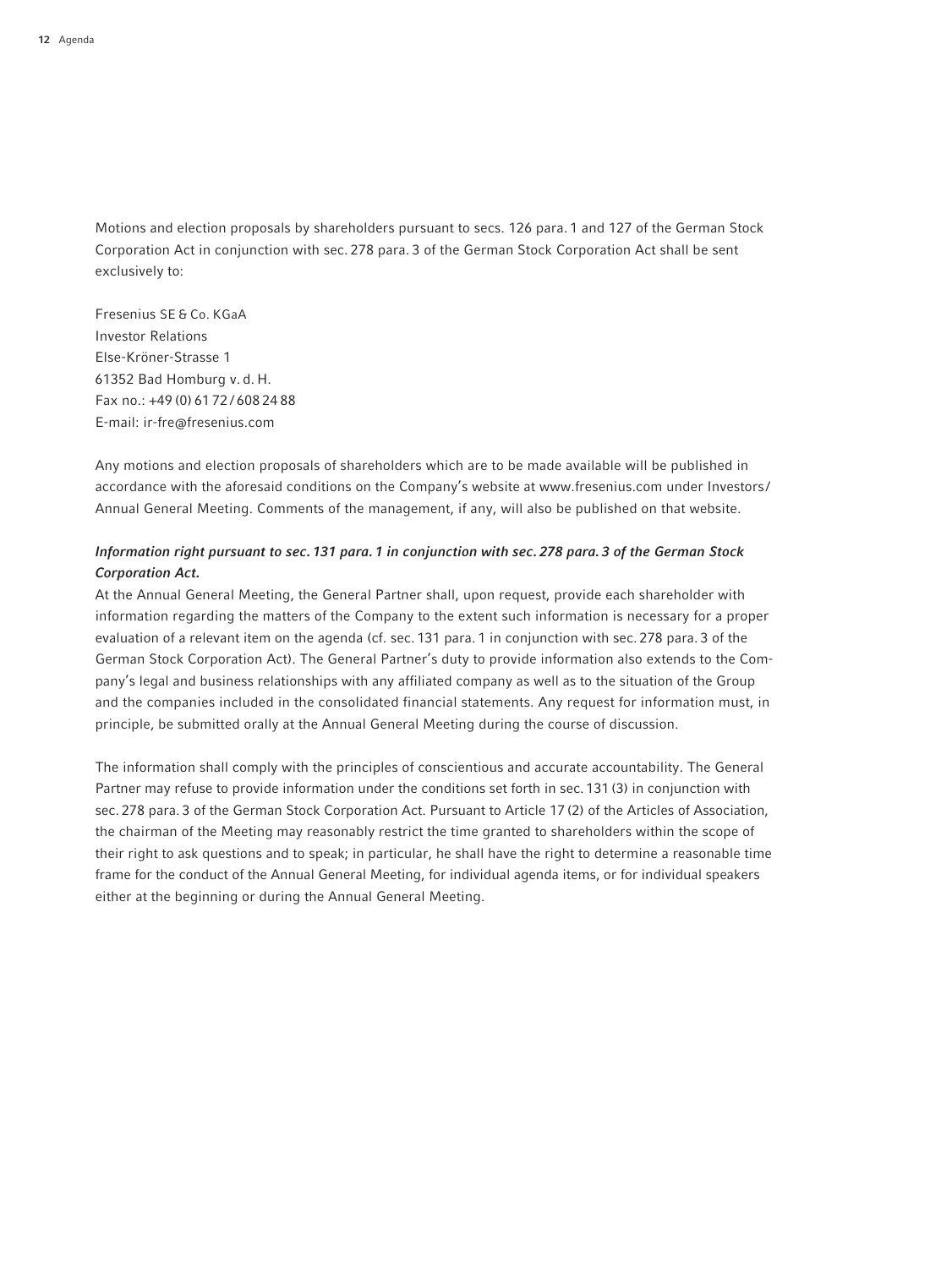Motions and election proposals by shareholders pursuant to secs. 126 para. 1 and 127 of the German Stock Corporation Act in conjunction with sec. 278 para. 3 of the German Stock Corporation Act shall be sent exclusively to:

Fresenius SE & Co. KGaA  
Investor Relations  
Else-Kröner-Strasse 1  
61352 Bad Homburg v. d. H.  
Fax no.: +49 (0) 61 72 / 608 24 88  
E-mail: ir-fre@fresenius.com

Any motions and election proposals of shareholders which are to be made available will be published in accordance with the aforesaid conditions on the Company's website at www.fresenius.com under Investors/ Annual General Meeting. Comments of the management, if any, will also be published on that website.

***Information right pursuant to sec. 131 para. 1 in conjunction with sec. 278 para. 3 of the German Stock Corporation Act.***

At the Annual General Meeting, the General Partner shall, upon request, provide each shareholder with information regarding the matters of the Company to the extent such information is necessary for a proper evaluation of a relevant item on the agenda (cf. sec. 131 para. 1 in conjunction with sec. 278 para. 3 of the German Stock Corporation Act). The General Partner's duty to provide information also extends to the Company's legal and business relationships with any affiliated company as well as to the situation of the Group and the companies included in the consolidated financial statements. Any request for information must, in principle, be submitted orally at the Annual General Meeting during the course of discussion.

The information shall comply with the principles of conscientious and accurate accountability. The General Partner may refuse to provide information under the conditions set forth in sec. 131 (3) in conjunction with sec. 278 para. 3 of the German Stock Corporation Act. Pursuant to Article 17 (2) of the Articles of Association, the chairman of the Meeting may reasonably restrict the time granted to shareholders within the scope of their right to ask questions and to speak; in particular, he shall have the right to determine a reasonable time frame for the conduct of the Annual General Meeting, for individual agenda items, or for individual speakers either at the beginning or during the Annual General Meeting.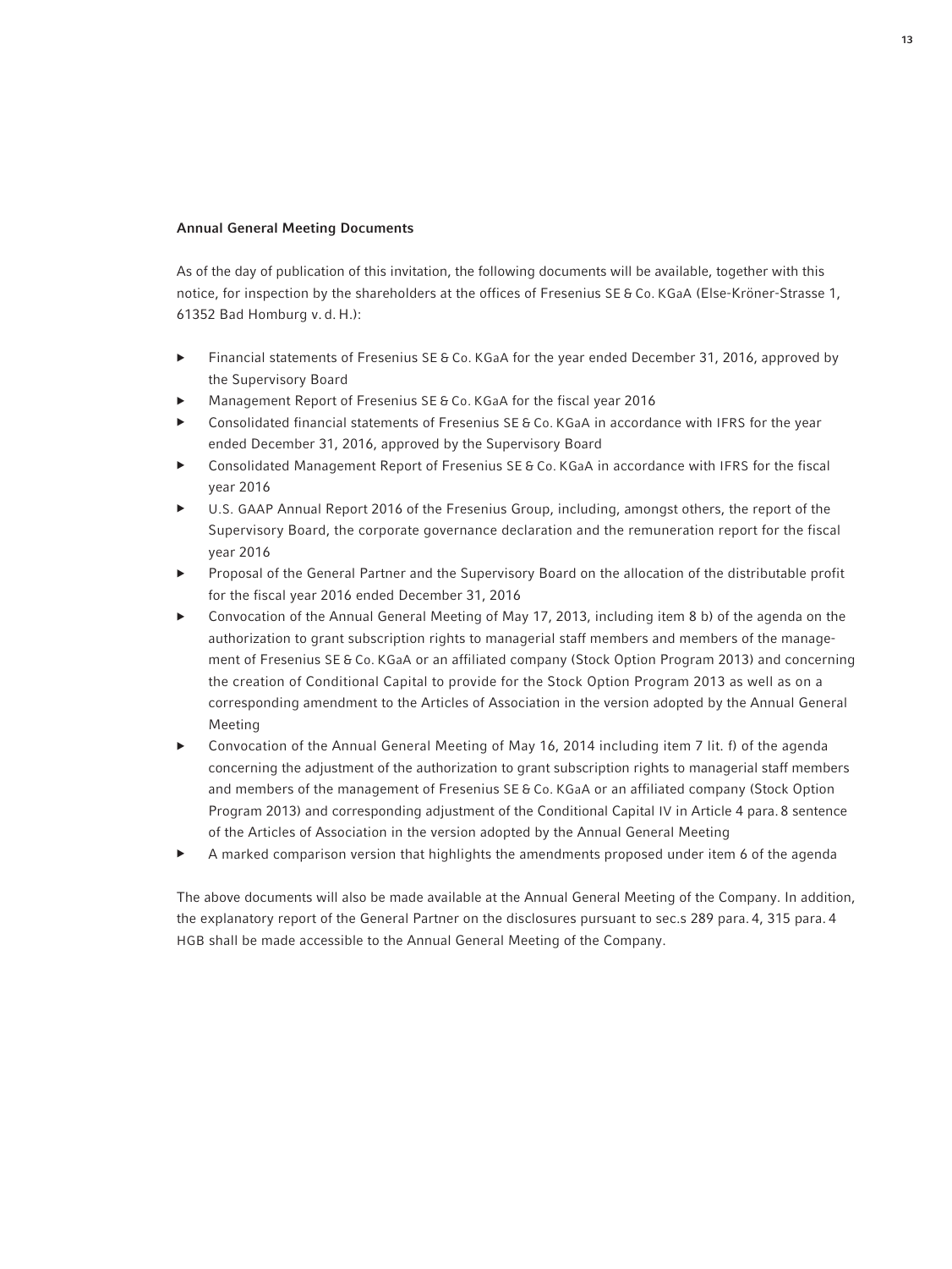## Annual General Meeting Documents

As of the day of publication of this invitation, the following documents will be available, together with this notice, for inspection by the shareholders at the offices of Fresenius SE & Co. KGaA (Else-Kröner-Strasse 1, 61352 Bad Homburg v. d. H.):

- Financial statements of Fresenius SE & Co. KGaA for the year ended December 31, 2016, approved by the Supervisory Board
- Management Report of Fresenius SE & Co. KGaA for the fiscal year 2016
- Consolidated financial statements of Fresenius SE & Co. KGaA in accordance with IFRS for the year ended December 31, 2016, approved by the Supervisory Board
- Consolidated Management Report of Fresenius SE & Co. KGaA in accordance with IFRS for the fiscal year 2016
- U.S. GAAP Annual Report 2016 of the Fresenius Group, including, amongst others, the report of the Supervisory Board, the corporate governance declaration and the remuneration report for the fiscal year 2016
- Proposal of the General Partner and the Supervisory Board on the allocation of the distributable profit for the fiscal year 2016 ended December 31, 2016
- Convocation of the Annual General Meeting of May 17, 2013, including item 8 b) of the agenda on the authorization to grant subscription rights to managerial staff members and members of the management of Fresenius SE & Co. KGaA or an affiliated company (Stock Option Program 2013) and concerning the creation of Conditional Capital to provide for the Stock Option Program 2013 as well as on a corresponding amendment to the Articles of Association in the version adopted by the Annual General Meeting
- Convocation of the Annual General Meeting of May 16, 2014 including item 7 lit. f) of the agenda concerning the adjustment of the authorization to grant subscription rights to managerial staff members and members of the management of Fresenius SE & Co. KGaA or an affiliated company (Stock Option Program 2013) and corresponding adjustment of the Conditional Capital IV in Article 4 para. 8 sentence of the Articles of Association in the version adopted by the Annual General Meeting
- A marked comparison version that highlights the amendments proposed under item 6 of the agenda

The above documents will also be made available at the Annual General Meeting of the Company. In addition, the explanatory report of the General Partner on the disclosures pursuant to sec.s 289 para. 4, 315 para. 4 HGB shall be made accessible to the Annual General Meeting of the Company.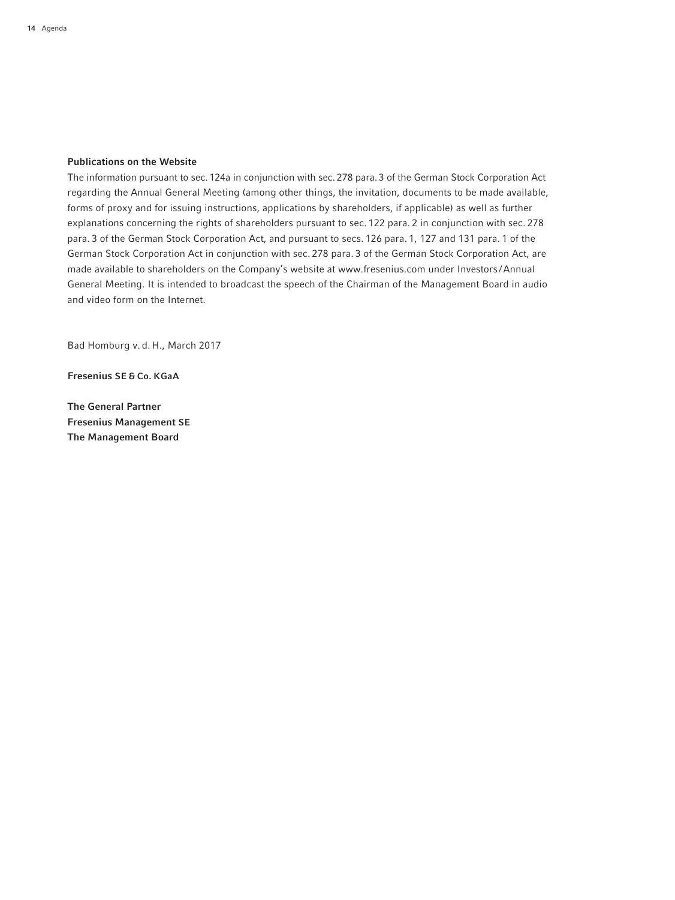**Publications on the Website**

The information pursuant to sec. 124a in conjunction with sec. 278 para. 3 of the German Stock Corporation Act regarding the Annual General Meeting (among other things, the invitation, documents to be made available, forms of proxy and for issuing instructions, applications by shareholders, if applicable) as well as further explanations concerning the rights of shareholders pursuant to sec. 122 para. 2 in conjunction with sec. 278 para. 3 of the German Stock Corporation Act, and pursuant to secs. 126 para. 1, 127 and 131 para. 1 of the German Stock Corporation Act in conjunction with sec. 278 para. 3 of the German Stock Corporation Act, are made available to shareholders on the Company's website at www.fresenius.com under Investors / Annual General Meeting. It is intended to broadcast the speech of the Chairman of the Management Board in audio and video form on the Internet.

Bad Homburg v. d. H., March 2017

**Fresenius SE & Co. KGaA**

**The General Partner**
**Fresenius Management SE**
**The Management Board**